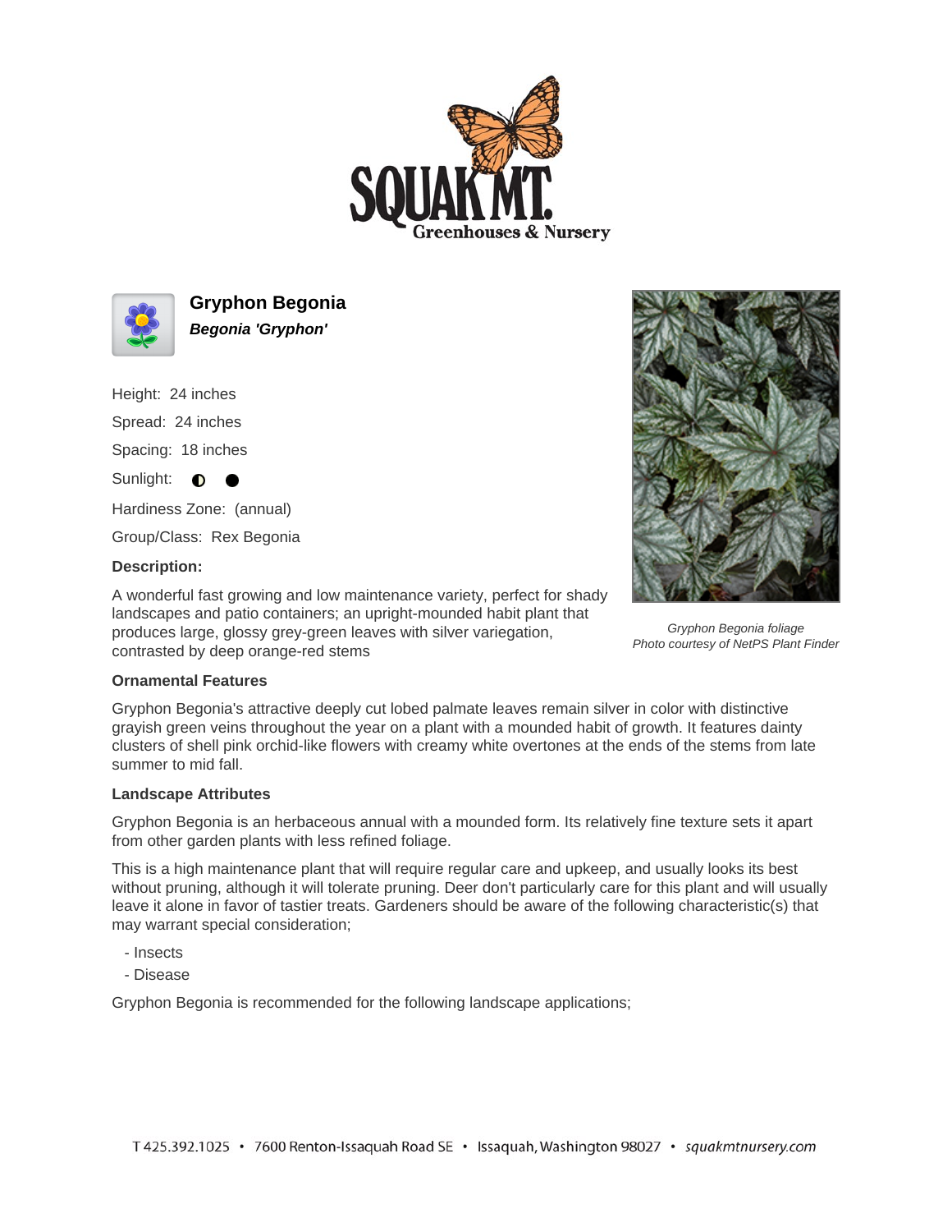# Gryphon Begonia

***Begonia 'Gryphon'***

Height: 24 inches

Spread: 24 inches

Spacing: 18 inches

Sunlight: ◐ ●

Hardiness Zone: (annual)

Group/Class: Rex Begonia

**Description:**

A wonderful fast growing and low maintenance variety, perfect for shady landscapes and patio containers; an upright-mounded habit plant that produces large, glossy grey-green leaves with silver variegation, contrasted by deep orange-red stems

*Gryphon Begonia foliage*
*Photo courtesy of NetPS Plant Finder*

**Ornamental Features**

Gryphon Begonia's attractive deeply cut lobed palmate leaves remain silver in color with distinctive grayish green veins throughout the year on a plant with a mounded habit of growth. It features dainty clusters of shell pink orchid-like flowers with creamy white overtones at the ends of the stems from late summer to mid fall.

**Landscape Attributes**

Gryphon Begonia is an herbaceous annual with a mounded form. Its relatively fine texture sets it apart from other garden plants with less refined foliage.

This is a high maintenance plant that will require regular care and upkeep, and usually looks its best without pruning, although it will tolerate pruning. Deer don't particularly care for this plant and will usually leave it alone in favor of tastier treats. Gardeners should be aware of the following characteristic(s) that may warrant special consideration;

- Insects
- Disease

Gryphon Begonia is recommended for the following landscape applications;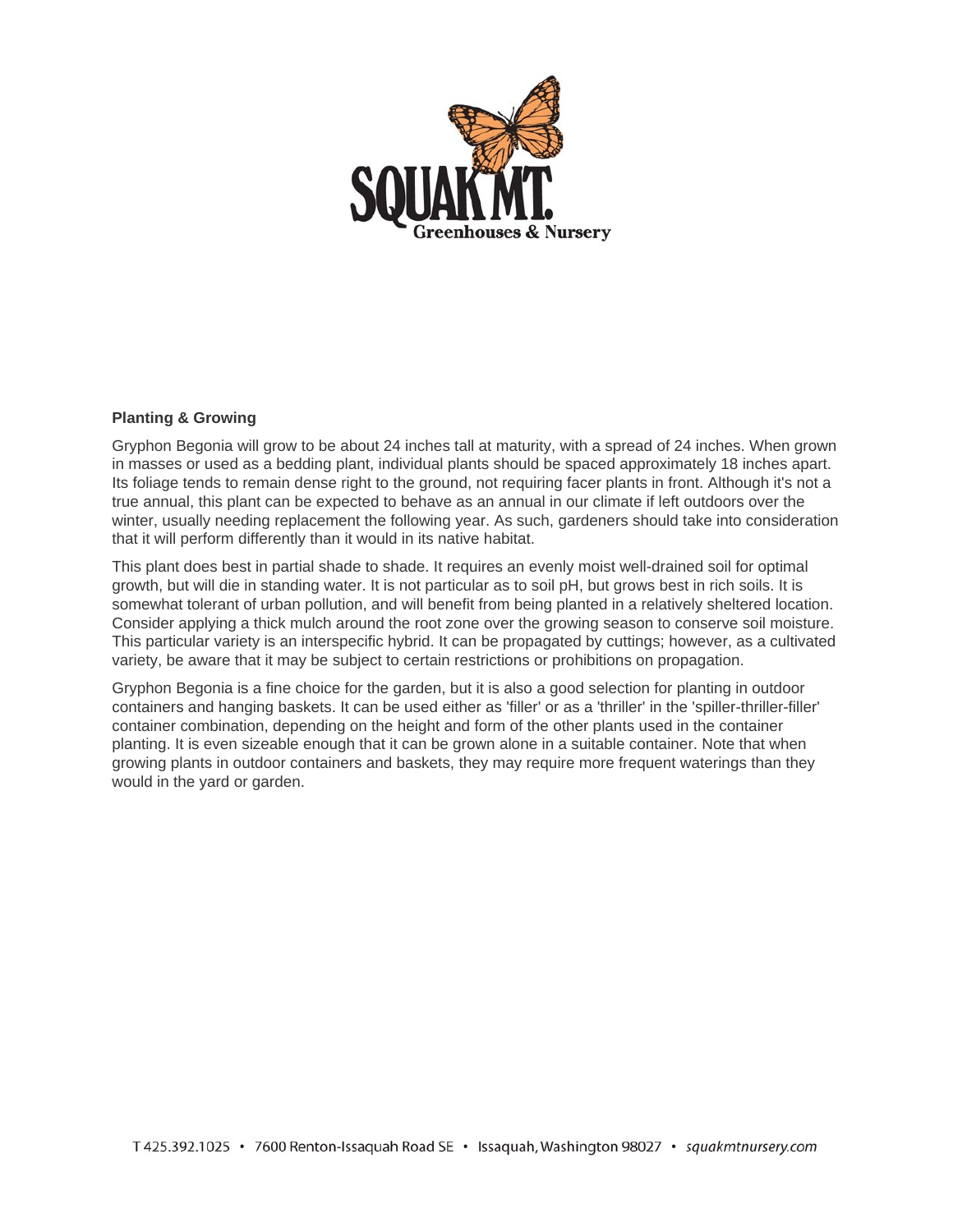**Planting & Growing**

Gryphon Begonia will grow to be about 24 inches tall at maturity, with a spread of 24 inches. When grown in masses or used as a bedding plant, individual plants should be spaced approximately 18 inches apart. Its foliage tends to remain dense right to the ground, not requiring facer plants in front. Although it's not a true annual, this plant can be expected to behave as an annual in our climate if left outdoors over the winter, usually needing replacement the following year. As such, gardeners should take into consideration that it will perform differently than it would in its native habitat.

This plant does best in partial shade to shade. It requires an evenly moist well-drained soil for optimal growth, but will die in standing water. It is not particular as to soil pH, but grows best in rich soils. It is somewhat tolerant of urban pollution, and will benefit from being planted in a relatively sheltered location. Consider applying a thick mulch around the root zone over the growing season to conserve soil moisture. This particular variety is an interspecific hybrid. It can be propagated by cuttings; however, as a cultivated variety, be aware that it may be subject to certain restrictions or prohibitions on propagation.

Gryphon Begonia is a fine choice for the garden, but it is also a good selection for planting in outdoor containers and hanging baskets. It can be used either as 'filler' or as a 'thriller' in the 'spiller-thriller-filler' container combination, depending on the height and form of the other plants used in the container planting. It is even sizeable enough that it can be grown alone in a suitable container. Note that when growing plants in outdoor containers and baskets, they may require more frequent waterings than they would in the yard or garden.